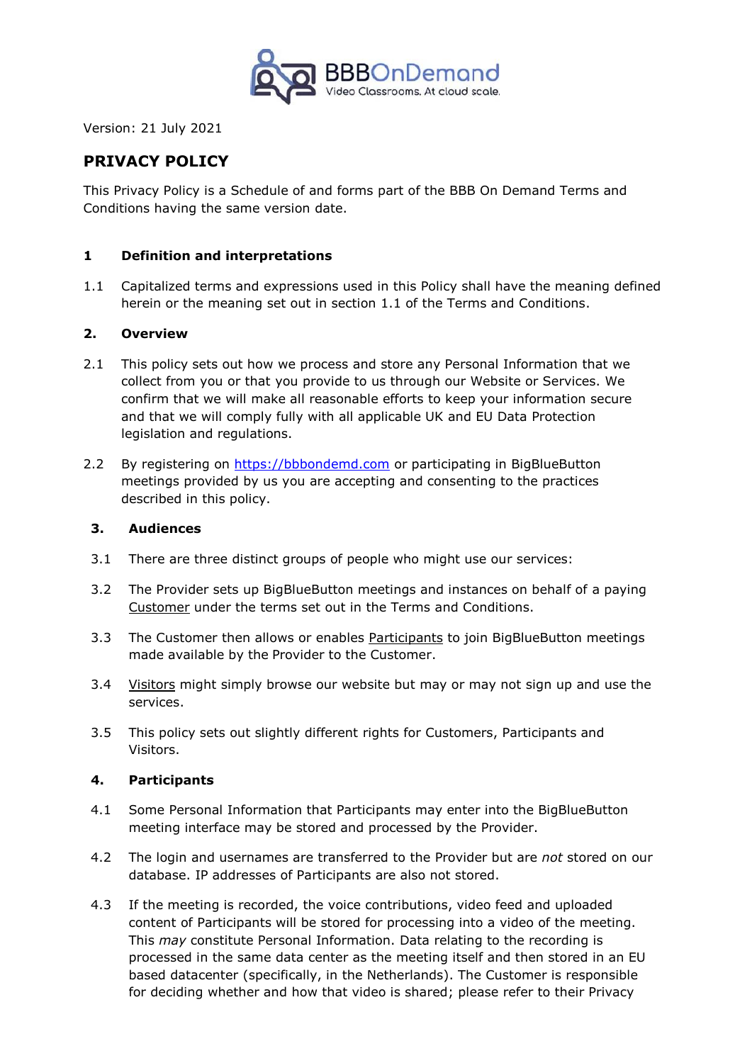BBBOnDemand
Video Classrooms. At cloud scale.

Version: 21 July 2021

# PRIVACY POLICY

This Privacy Policy is a Schedule of and forms part of the BBB On Demand Terms and Conditions having the same version date.

## 1 Definition and interpretations

1.1 Capitalized terms and expressions used in this Policy shall have the meaning defined herein or the meaning set out in section 1.1 of the Terms and Conditions.

## 2. Overview

2.1 This policy sets out how we process and store any Personal Information that we collect from you or that you provide to us through our Website or Services. We confirm that we will make all reasonable efforts to keep your information secure and that we will comply fully with all applicable UK and EU Data Protection legislation and regulations.

2.2 By registering on https://bbbondemd.com or participating in BigBlueButton meetings provided by us you are accepting and consenting to the practices described in this policy.

## 3. Audiences

3.1 There are three distinct groups of people who might use our services:

3.2 The Provider sets up BigBlueButton meetings and instances on behalf of a paying Customer under the terms set out in the Terms and Conditions.

3.3 The Customer then allows or enables Participants to join BigBlueButton meetings made available by the Provider to the Customer.

3.4 Visitors might simply browse our website but may or may not sign up and use the services.

3.5 This policy sets out slightly different rights for Customers, Participants and Visitors.

## 4. Participants

4.1 Some Personal Information that Participants may enter into the BigBlueButton meeting interface may be stored and processed by the Provider.

4.2 The login and usernames are transferred to the Provider but are *not* stored on our database. IP addresses of Participants are also not stored.

4.3 If the meeting is recorded, the voice contributions, video feed and uploaded content of Participants will be stored for processing into a video of the meeting. This *may* constitute Personal Information. Data relating to the recording is processed in the same data center as the meeting itself and then stored in an EU based datacenter (specifically, in the Netherlands). The Customer is responsible for deciding whether and how that video is shared; please refer to their Privacy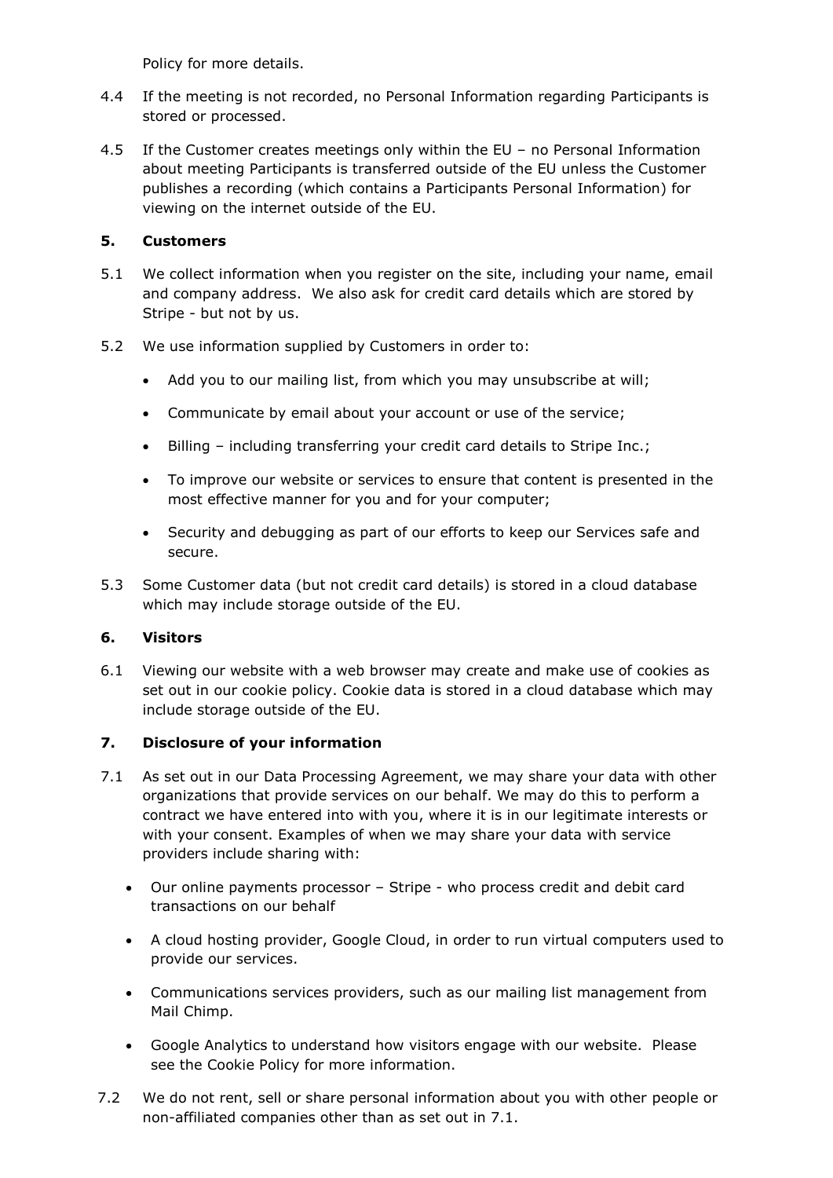Policy for more details.

4.4 If the meeting is not recorded, no Personal Information regarding Participants is stored or processed.

4.5 If the Customer creates meetings only within the EU – no Personal Information about meeting Participants is transferred outside of the EU unless the Customer publishes a recording (which contains a Participants Personal Information) for viewing on the internet outside of the EU.

## 5. Customers

5.1 We collect information when you register on the site, including your name, email and company address. We also ask for credit card details which are stored by Stripe - but not by us.

5.2 We use information supplied by Customers in order to:

- Add you to our mailing list, from which you may unsubscribe at will;
- Communicate by email about your account or use of the service;
- Billing – including transferring your credit card details to Stripe Inc.;
- To improve our website or services to ensure that content is presented in the most effective manner for you and for your computer;
- Security and debugging as part of our efforts to keep our Services safe and secure.

5.3 Some Customer data (but not credit card details) is stored in a cloud database which may include storage outside of the EU.

## 6. Visitors

6.1 Viewing our website with a web browser may create and make use of cookies as set out in our cookie policy. Cookie data is stored in a cloud database which may include storage outside of the EU.

## 7. Disclosure of your information

7.1 As set out in our Data Processing Agreement, we may share your data with other organizations that provide services on our behalf. We may do this to perform a contract we have entered into with you, where it is in our legitimate interests or with your consent. Examples of when we may share your data with service providers include sharing with:

- Our online payments processor – Stripe - who process credit and debit card transactions on our behalf
- A cloud hosting provider, Google Cloud, in order to run virtual computers used to provide our services.
- Communications services providers, such as our mailing list management from Mail Chimp.
- Google Analytics to understand how visitors engage with our website. Please see the Cookie Policy for more information.

7.2 We do not rent, sell or share personal information about you with other people or non-affiliated companies other than as set out in 7.1.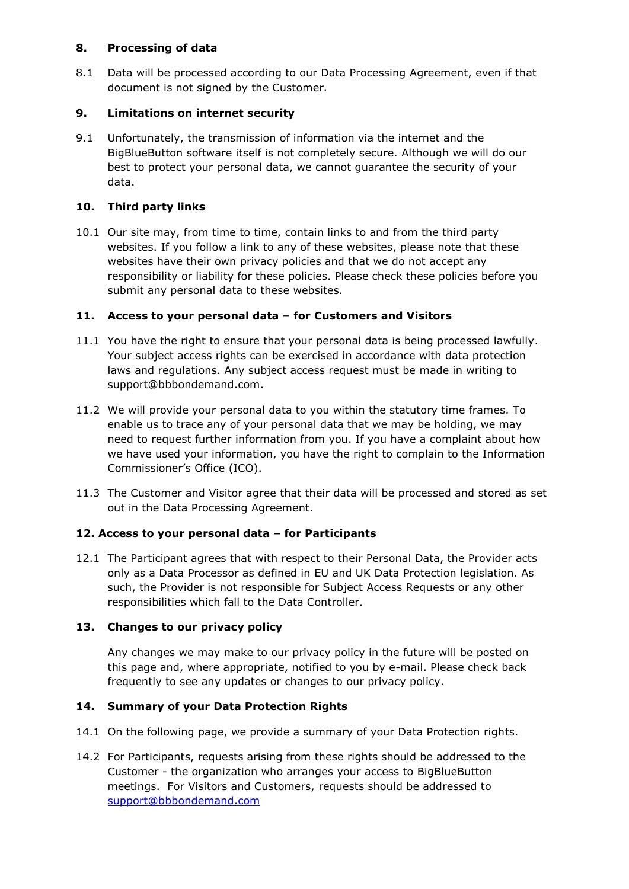## 8. Processing of data

8.1 Data will be processed according to our Data Processing Agreement, even if that document is not signed by the Customer.

## 9. Limitations on internet security

9.1 Unfortunately, the transmission of information via the internet and the BigBlueButton software itself is not completely secure. Although we will do our best to protect your personal data, we cannot guarantee the security of your data.

## 10. Third party links

10.1 Our site may, from time to time, contain links to and from the third party websites. If you follow a link to any of these websites, please note that these websites have their own privacy policies and that we do not accept any responsibility or liability for these policies. Please check these policies before you submit any personal data to these websites.

## 11. Access to your personal data – for Customers and Visitors

11.1 You have the right to ensure that your personal data is being processed lawfully. Your subject access rights can be exercised in accordance with data protection laws and regulations. Any subject access request must be made in writing to support@bbbondemand.com.

11.2 We will provide your personal data to you within the statutory time frames. To enable us to trace any of your personal data that we may be holding, we may need to request further information from you. If you have a complaint about how we have used your information, you have the right to complain to the Information Commissioner's Office (ICO).

11.3 The Customer and Visitor agree that their data will be processed and stored as set out in the Data Processing Agreement.

## 12. Access to your personal data – for Participants

12.1 The Participant agrees that with respect to their Personal Data, the Provider acts only as a Data Processor as defined in EU and UK Data Protection legislation. As such, the Provider is not responsible for Subject Access Requests or any other responsibilities which fall to the Data Controller.

## 13. Changes to our privacy policy

Any changes we may make to our privacy policy in the future will be posted on this page and, where appropriate, notified to you by e-mail. Please check back frequently to see any updates or changes to our privacy policy.

## 14. Summary of your Data Protection Rights

14.1 On the following page, we provide a summary of your Data Protection rights.

14.2 For Participants, requests arising from these rights should be addressed to the Customer - the organization who arranges your access to BigBlueButton meetings. For Visitors and Customers, requests should be addressed to support@bbbondemand.com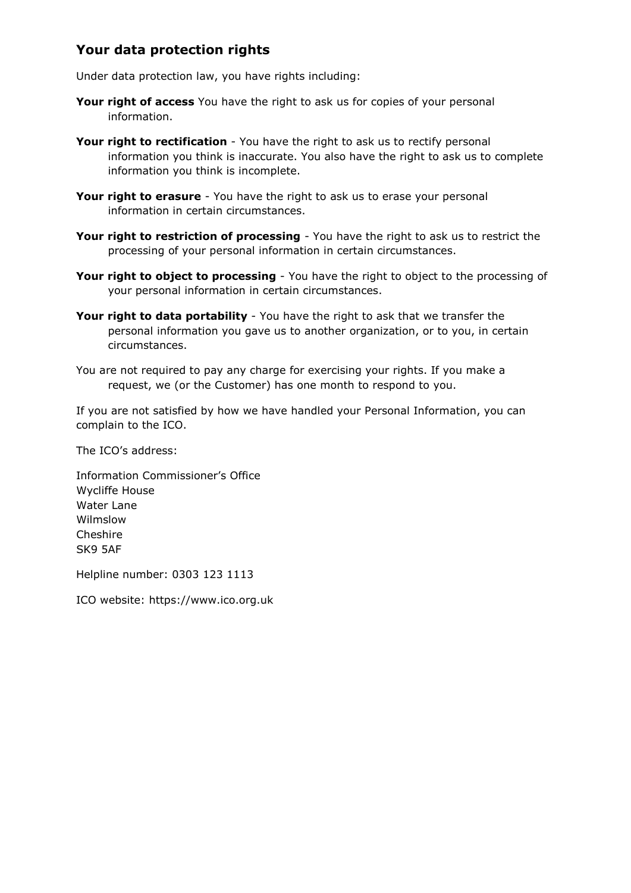## Your data protection rights

Under data protection law, you have rights including:

**Your right of access** You have the right to ask us for copies of your personal information.

**Your right to rectification** - You have the right to ask us to rectify personal information you think is inaccurate. You also have the right to ask us to complete information you think is incomplete.

**Your right to erasure** - You have the right to ask us to erase your personal information in certain circumstances.

**Your right to restriction of processing** - You have the right to ask us to restrict the processing of your personal information in certain circumstances.

**Your right to object to processing** - You have the right to object to the processing of your personal information in certain circumstances.

**Your right to data portability** - You have the right to ask that we transfer the personal information you gave us to another organization, or to you, in certain circumstances.

You are not required to pay any charge for exercising your rights. If you make a request, we (or the Customer) has one month to respond to you.

If you are not satisfied by how we have handled your Personal Information, you can complain to the ICO.

The ICO's address:

Information Commissioner's Office
Wycliffe House
Water Lane
Wilmslow
Cheshire
SK9 5AF

Helpline number: 0303 123 1113

ICO website: https://www.ico.org.uk